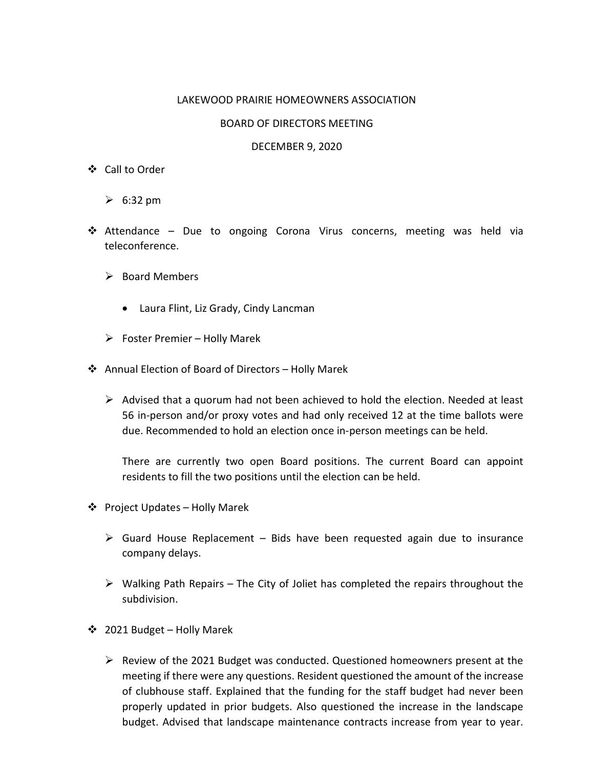LAKEWOOD PRAIRIE HOMEOWNERS ASSOCIATION

BOARD OF DIRECTORS MEETING

DECEMBER 9, 2020

- Call to Order
  - 6:32 pm

- Attendance – Due to ongoing Corona Virus concerns, meeting was held via teleconference.
  - Board Members
    - Laura Flint, Liz Grady, Cindy Lancman
  - Foster Premier – Holly Marek

- Annual Election of Board of Directors – Holly Marek
  - Advised that a quorum had not been achieved to hold the election. Needed at least 56 in-person and/or proxy votes and had only received 12 at the time ballots were due. Recommended to hold an election once in-person meetings can be held.

    There are currently two open Board positions. The current Board can appoint residents to fill the two positions until the election can be held.

- Project Updates – Holly Marek
  - Guard House Replacement – Bids have been requested again due to insurance company delays.
  - Walking Path Repairs – The City of Joliet has completed the repairs throughout the subdivision.

- 2021 Budget – Holly Marek
  - Review of the 2021 Budget was conducted. Questioned homeowners present at the meeting if there were any questions. Resident questioned the amount of the increase of clubhouse staff. Explained that the funding for the staff budget had never been properly updated in prior budgets. Also questioned the increase in the landscape budget. Advised that landscape maintenance contracts increase from year to year.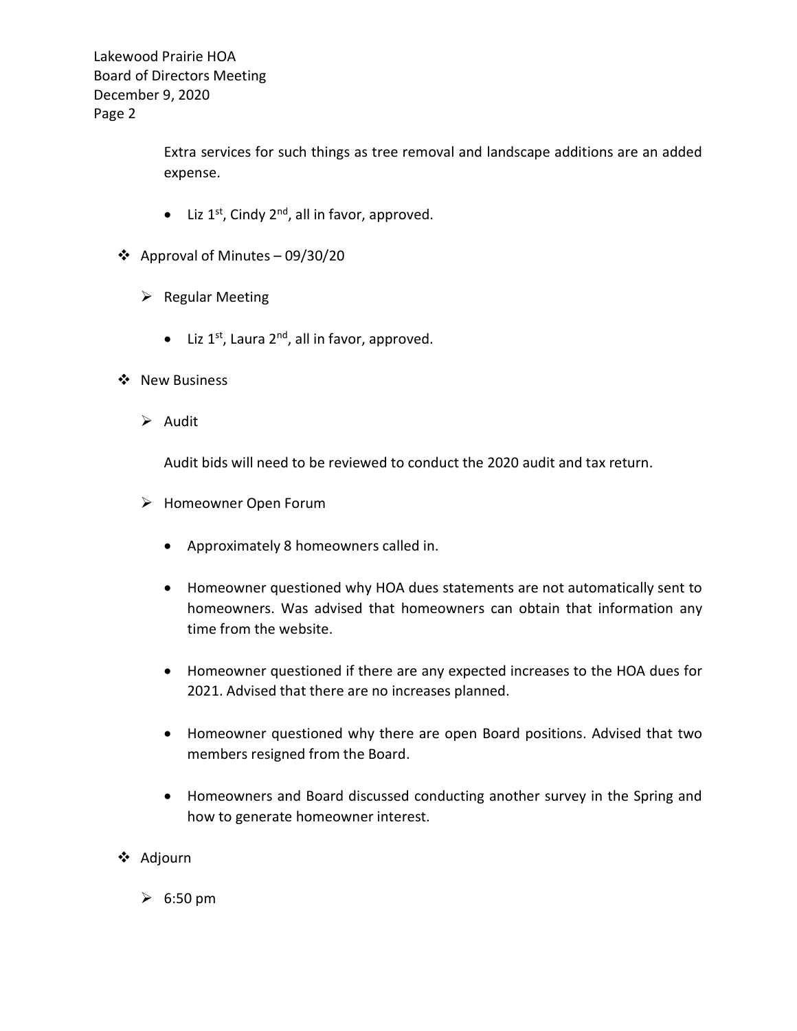Extra services for such things as tree removal and landscape additions are an added expense.

- Liz 1st, Cindy 2nd, all in favor, approved.

- Approval of Minutes – 09/30/20
  - Regular Meeting
    - Liz 1st, Laura 2nd, all in favor, approved.

- New Business
  - Audit

    Audit bids will need to be reviewed to conduct the 2020 audit and tax return.

  - Homeowner Open Forum
    - Approximately 8 homeowners called in.
    - Homeowner questioned why HOA dues statements are not automatically sent to homeowners. Was advised that homeowners can obtain that information any time from the website.
    - Homeowner questioned if there are any expected increases to the HOA dues for 2021. Advised that there are no increases planned.
    - Homeowner questioned why there are open Board positions. Advised that two members resigned from the Board.
    - Homeowners and Board discussed conducting another survey in the Spring and how to generate homeowner interest.

- Adjourn
  - 6:50 pm